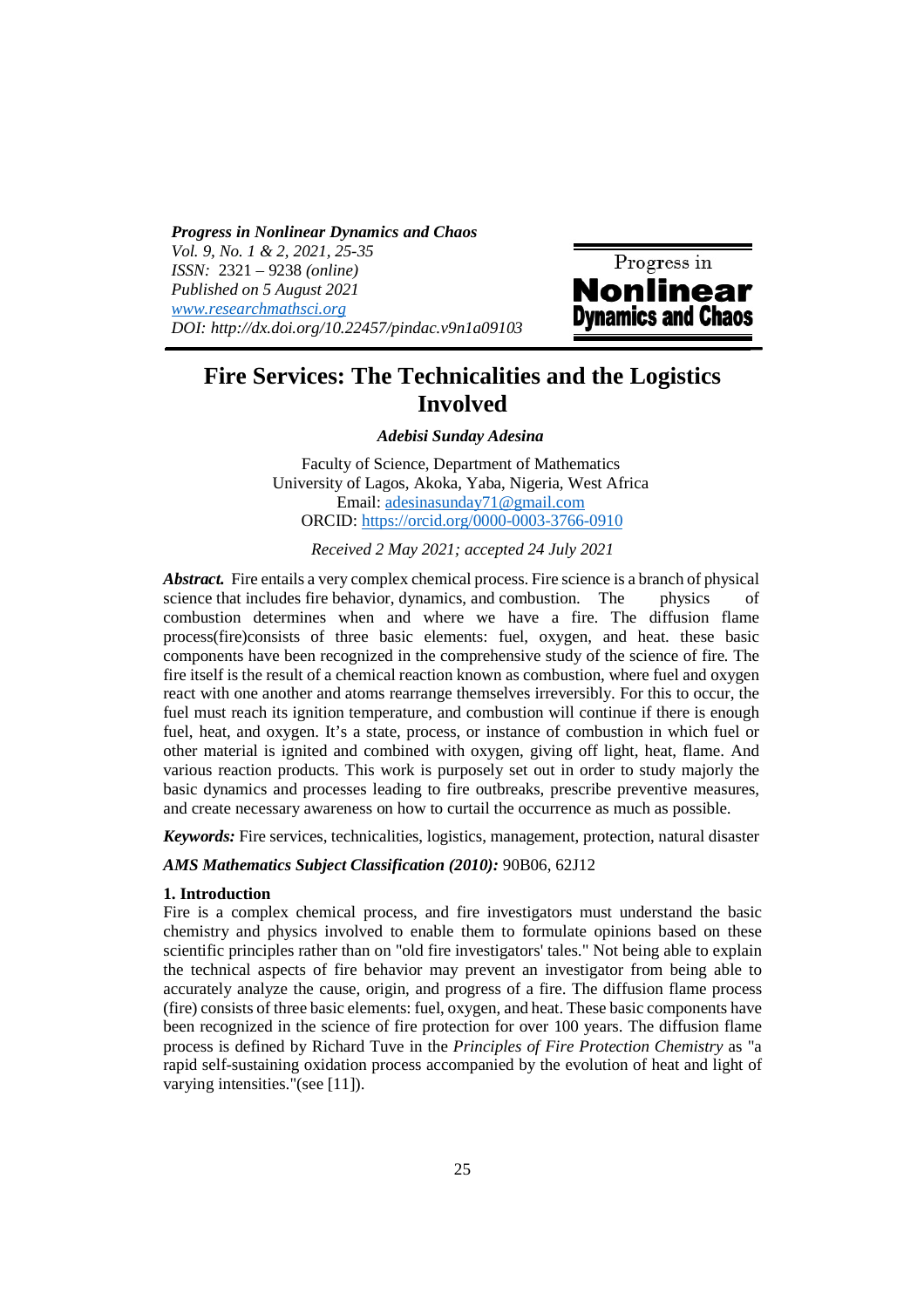*Progress in Nonlinear Dynamics and Chaos*
*Vol. 9, No. 1 & 2, 2021, 25-35*
*ISSN:* 2321 – 9238 *(online)*
*Published on 5 August 2021*
*www.researchmathsci.org*
*DOI: http://dx.doi.org/10.22457/pindac.v9n1a09103*

# Fire Services: The Technicalities and the Logistics Involved

***Adebisi Sunday Adesina***

Faculty of Science, Department of Mathematics
University of Lagos, Akoka, Yaba, Nigeria, West Africa
Email: adesinasunday71@gmail.com
ORCID: https://orcid.org/0000-0003-3766-0910

*Received 2 May 2021; accepted 24 July 2021*

***Abstract.*** Fire entails a very complex chemical process. Fire science is a branch of physical science that includes fire behavior, dynamics, and combustion. The physics of combustion determines when and where we have a fire. The diffusion flame process(fire)consists of three basic elements: fuel, oxygen, and heat. these basic components have been recognized in the comprehensive study of the science of fire. The fire itself is the result of a chemical reaction known as combustion, where fuel and oxygen react with one another and atoms rearrange themselves irreversibly. For this to occur, the fuel must reach its ignition temperature, and combustion will continue if there is enough fuel, heat, and oxygen. It's a state, process, or instance of combustion in which fuel or other material is ignited and combined with oxygen, giving off light, heat, flame. And various reaction products. This work is purposely set out in order to study majorly the basic dynamics and processes leading to fire outbreaks, prescribe preventive measures, and create necessary awareness on how to curtail the occurrence as much as possible.

***Keywords:*** Fire services, technicalities, logistics, management, protection, natural disaster

***AMS Mathematics Subject Classification (2010):*** 90B06, 62J12

## 1. Introduction

Fire is a complex chemical process, and fire investigators must understand the basic chemistry and physics involved to enable them to formulate opinions based on these scientific principles rather than on "old fire investigators' tales." Not being able to explain the technical aspects of fire behavior may prevent an investigator from being able to accurately analyze the cause, origin, and progress of a fire. The diffusion flame process (fire) consists of three basic elements: fuel, oxygen, and heat. These basic components have been recognized in the science of fire protection for over 100 years. The diffusion flame process is defined by Richard Tuve in the *Principles of Fire Protection Chemistry* as "a rapid self-sustaining oxidation process accompanied by the evolution of heat and light of varying intensities."(see [11]).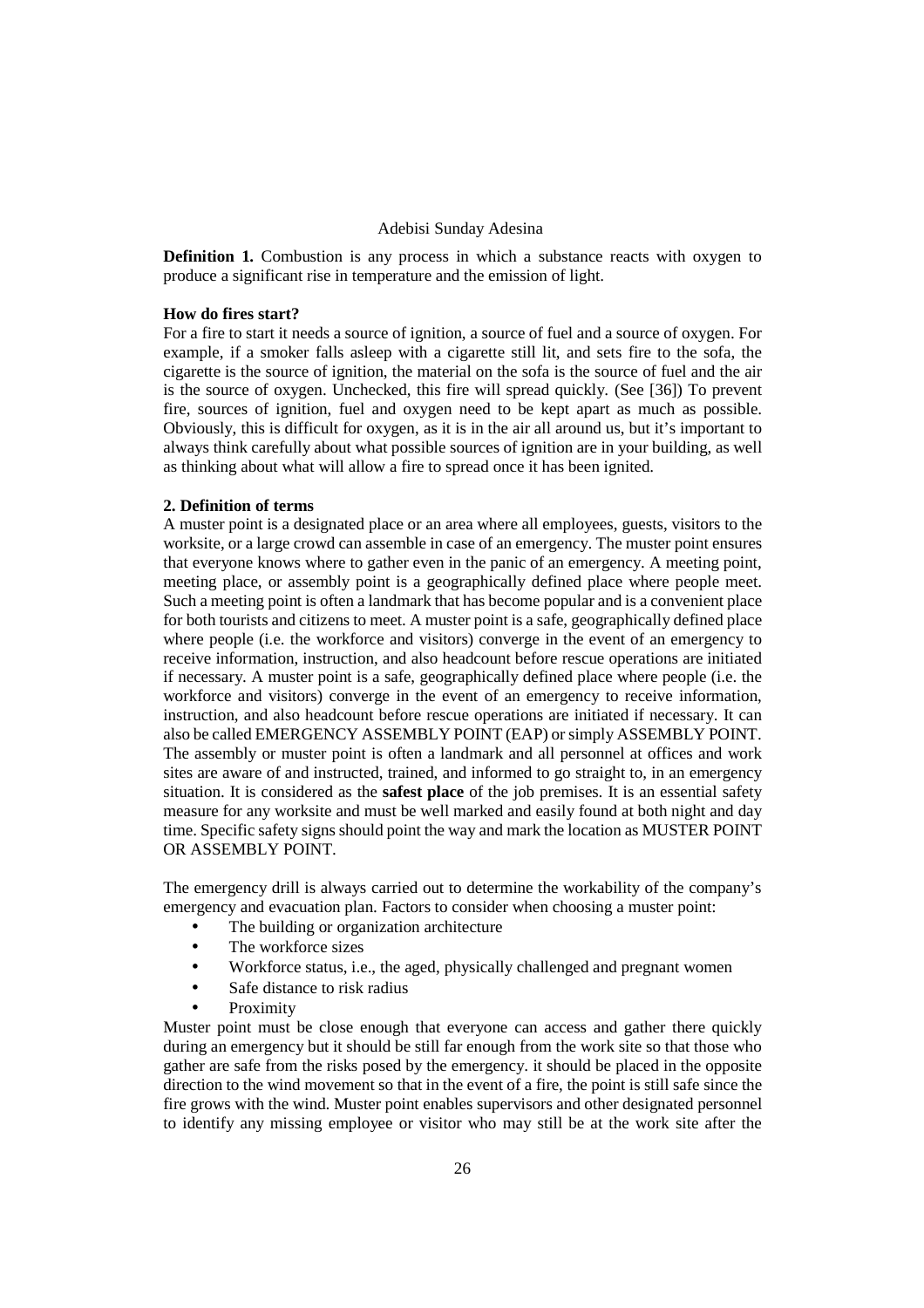**Definition 1.** Combustion is any process in which a substance reacts with oxygen to produce a significant rise in temperature and the emission of light.

**How do fires start?**

For a fire to start it needs a source of ignition, a source of fuel and a source of oxygen. For example, if a smoker falls asleep with a cigarette still lit, and sets fire to the sofa, the cigarette is the source of ignition, the material on the sofa is the source of fuel and the air is the source of oxygen. Unchecked, this fire will spread quickly. (See [36]) To prevent fire, sources of ignition, fuel and oxygen need to be kept apart as much as possible. Obviously, this is difficult for oxygen, as it is in the air all around us, but it's important to always think carefully about what possible sources of ignition are in your building, as well as thinking about what will allow a fire to spread once it has been ignited.

## 2. Definition of terms

A muster point is a designated place or an area where all employees, guests, visitors to the worksite, or a large crowd can assemble in case of an emergency. The muster point ensures that everyone knows where to gather even in the panic of an emergency. A meeting point, meeting place, or assembly point is a geographically defined place where people meet. Such a meeting point is often a landmark that has become popular and is a convenient place for both tourists and citizens to meet. A muster point is a safe, geographically defined place where people (i.e. the workforce and visitors) converge in the event of an emergency to receive information, instruction, and also headcount before rescue operations are initiated if necessary. A muster point is a safe, geographically defined place where people (i.e. the workforce and visitors) converge in the event of an emergency to receive information, instruction, and also headcount before rescue operations are initiated if necessary. It can also be called EMERGENCY ASSEMBLY POINT (EAP) or simply ASSEMBLY POINT. The assembly or muster point is often a landmark and all personnel at offices and work sites are aware of and instructed, trained, and informed to go straight to, in an emergency situation. It is considered as the **safest place** of the job premises. It is an essential safety measure for any worksite and must be well marked and easily found at both night and day time. Specific safety signs should point the way and mark the location as MUSTER POINT OR ASSEMBLY POINT.

The emergency drill is always carried out to determine the workability of the company's emergency and evacuation plan. Factors to consider when choosing a muster point:

- The building or organization architecture
- The workforce sizes
- Workforce status, i.e., the aged, physically challenged and pregnant women
- Safe distance to risk radius
- Proximity

Muster point must be close enough that everyone can access and gather there quickly during an emergency but it should be still far enough from the work site so that those who gather are safe from the risks posed by the emergency. it should be placed in the opposite direction to the wind movement so that in the event of a fire, the point is still safe since the fire grows with the wind. Muster point enables supervisors and other designated personnel to identify any missing employee or visitor who may still be at the work site after the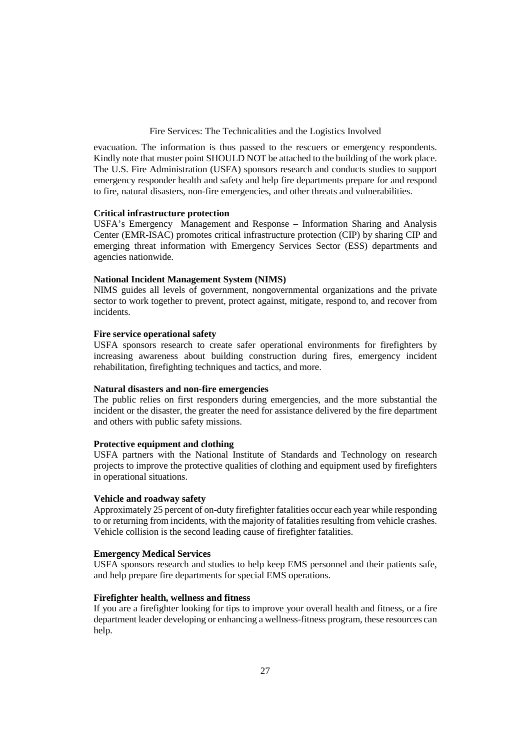evacuation. The information is thus passed to the rescuers or emergency respondents. Kindly note that muster point SHOULD NOT be attached to the building of the work place. The U.S. Fire Administration (USFA) sponsors research and conducts studies to support emergency responder health and safety and help fire departments prepare for and respond to fire, natural disasters, non-fire emergencies, and other threats and vulnerabilities.

**Critical infrastructure protection**

USFA's Emergency Management and Response – Information Sharing and Analysis Center (EMR-ISAC) promotes critical infrastructure protection (CIP) by sharing CIP and emerging threat information with Emergency Services Sector (ESS) departments and agencies nationwide.

**National Incident Management System (NIMS)**

NIMS guides all levels of government, nongovernmental organizations and the private sector to work together to prevent, protect against, mitigate, respond to, and recover from incidents.

**Fire service operational safety**

USFA sponsors research to create safer operational environments for firefighters by increasing awareness about building construction during fires, emergency incident rehabilitation, firefighting techniques and tactics, and more.

**Natural disasters and non-fire emergencies**

The public relies on first responders during emergencies, and the more substantial the incident or the disaster, the greater the need for assistance delivered by the fire department and others with public safety missions.

**Protective equipment and clothing**

USFA partners with the National Institute of Standards and Technology on research projects to improve the protective qualities of clothing and equipment used by firefighters in operational situations.

**Vehicle and roadway safety**

Approximately 25 percent of on-duty firefighter fatalities occur each year while responding to or returning from incidents, with the majority of fatalities resulting from vehicle crashes. Vehicle collision is the second leading cause of firefighter fatalities.

**Emergency Medical Services**

USFA sponsors research and studies to help keep EMS personnel and their patients safe, and help prepare fire departments for special EMS operations.

**Firefighter health, wellness and fitness**

If you are a firefighter looking for tips to improve your overall health and fitness, or a fire department leader developing or enhancing a wellness-fitness program, these resources can help.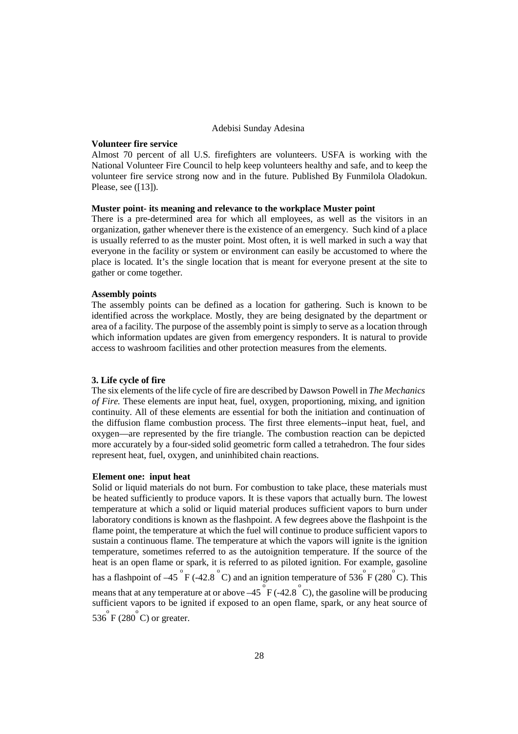**Volunteer fire service**

Almost 70 percent of all U.S. firefighters are volunteers. USFA is working with the National Volunteer Fire Council to help keep volunteers healthy and safe, and to keep the volunteer fire service strong now and in the future. Published By Funmilola Oladokun. Please, see ([13]).

**Muster point- its meaning and relevance to the workplace Muster point**

There is a pre-determined area for which all employees, as well as the visitors in an organization, gather whenever there is the existence of an emergency. Such kind of a place is usually referred to as the muster point. Most often, it is well marked in such a way that everyone in the facility or system or environment can easily be accustomed to where the place is located. It's the single location that is meant for everyone present at the site to gather or come together.

**Assembly points**

The assembly points can be defined as a location for gathering. Such is known to be identified across the workplace. Mostly, they are being designated by the department or area of a facility. The purpose of the assembly point is simply to serve as a location through which information updates are given from emergency responders. It is natural to provide access to washroom facilities and other protection measures from the elements.

## 3. Life cycle of fire

The six elements of the life cycle of fire are described by Dawson Powell in *The Mechanics of Fire.* These elements are input heat, fuel, oxygen, proportioning, mixing, and ignition continuity. All of these elements are essential for both the initiation and continuation of the diffusion flame combustion process. The first three elements--input heat, fuel, and oxygen—are represented by the fire triangle. The combustion reaction can be depicted more accurately by a four-sided solid geometric form called a tetrahedron. The four sides represent heat, fuel, oxygen, and uninhibited chain reactions.

**Element one: input heat**

Solid or liquid materials do not burn. For combustion to take place, these materials must be heated sufficiently to produce vapors. It is these vapors that actually burn. The lowest temperature at which a solid or liquid material produces sufficient vapors to burn under laboratory conditions is known as the flashpoint. A few degrees above the flashpoint is the flame point, the temperature at which the fuel will continue to produce sufficient vapors to sustain a continuous flame. The temperature at which the vapors will ignite is the ignition temperature, sometimes referred to as the autoignition temperature. If the source of the heat is an open flame or spark, it is referred to as piloted ignition. For example, gasoline has a flashpoint of $-45^{\circ}$F ($-42.8^{\circ}$C) and an ignition temperature of $536^{\circ}$F ($280^{\circ}$C). This means that at any temperature at or above $-45^{\circ}$F ($-42.8^{\circ}$C), the gasoline will be producing sufficient vapors to be ignited if exposed to an open flame, spark, or any heat source of $536^{\circ}$F ($280^{\circ}$C) or greater.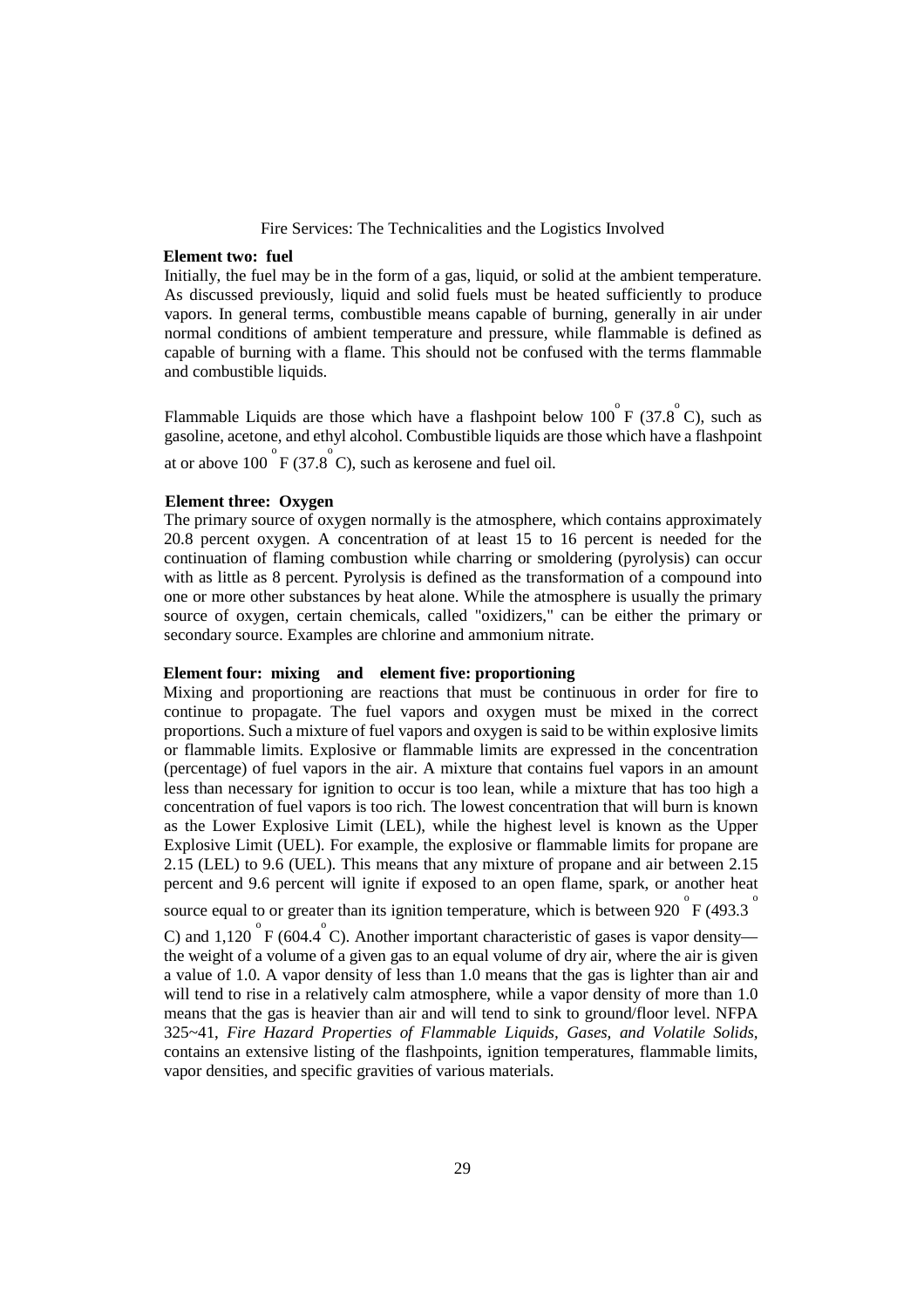**Element two: fuel**

Initially, the fuel may be in the form of a gas, liquid, or solid at the ambient temperature. As discussed previously, liquid and solid fuels must be heated sufficiently to produce vapors. In general terms, combustible means capable of burning, generally in air under normal conditions of ambient temperature and pressure, while flammable is defined as capable of burning with a flame. This should not be confused with the terms flammable and combustible liquids.

Flammable Liquids are those which have a flashpoint below 100 $^{o}$F (37.8 $^{o}$C), such as gasoline, acetone, and ethyl alcohol. Combustible liquids are those which have a flashpoint at or above 100 $^{o}$F (37.8 $^{o}$C), such as kerosene and fuel oil.

**Element three: Oxygen**

The primary source of oxygen normally is the atmosphere, which contains approximately 20.8 percent oxygen. A concentration of at least 15 to 16 percent is needed for the continuation of flaming combustion while charring or smoldering (pyrolysis) can occur with as little as 8 percent. Pyrolysis is defined as the transformation of a compound into one or more other substances by heat alone. While the atmosphere is usually the primary source of oxygen, certain chemicals, called "oxidizers," can be either the primary or secondary source. Examples are chlorine and ammonium nitrate.

**Element four: mixing and element five: proportioning**

Mixing and proportioning are reactions that must be continuous in order for fire to continue to propagate. The fuel vapors and oxygen must be mixed in the correct proportions. Such a mixture of fuel vapors and oxygen is said to be within explosive limits or flammable limits. Explosive or flammable limits are expressed in the concentration (percentage) of fuel vapors in the air. A mixture that contains fuel vapors in an amount less than necessary for ignition to occur is too lean, while a mixture that has too high a concentration of fuel vapors is too rich. The lowest concentration that will burn is known as the Lower Explosive Limit (LEL), while the highest level is known as the Upper Explosive Limit (UEL). For example, the explosive or flammable limits for propane are 2.15 (LEL) to 9.6 (UEL). This means that any mixture of propane and air between 2.15 percent and 9.6 percent will ignite if exposed to an open flame, spark, or another heat source equal to or greater than its ignition temperature, which is between 920 $^{o}$F (493.3 $^{o}$C) and 1,120 $^{o}$F (604.4 $^{o}$C). Another important characteristic of gases is vapor density—the weight of a volume of a given gas to an equal volume of dry air, where the air is given a value of 1.0. A vapor density of less than 1.0 means that the gas is lighter than air and will tend to rise in a relatively calm atmosphere, while a vapor density of more than 1.0 means that the gas is heavier than air and will tend to sink to ground/floor level. NFPA 325~41, *Fire Hazard Properties of Flammable Liquids, Gases, and Volatile Solids*, contains an extensive listing of the flashpoints, ignition temperatures, flammable limits, vapor densities, and specific gravities of various materials.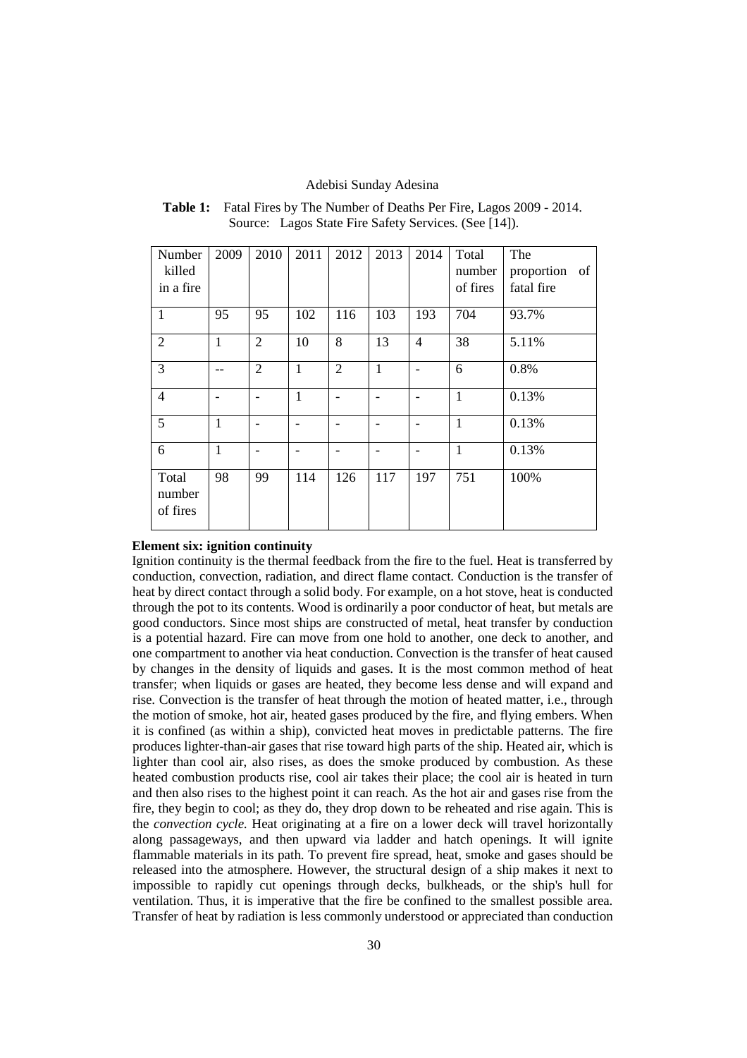**Table 1:** Fatal Fires by The Number of Deaths Per Fire, Lagos 2009 - 2014. Source: Lagos State Fire Safety Services. (See [14]).

| Number killed in a fire | 2009 | 2010 | 2011 | 2012 | 2013 | 2014 | Total number of fires | The proportion of fatal fire |
|---|---|---|---|---|---|---|---|---|
| 1 | 95 | 95 | 102 | 116 | 103 | 193 | 704 | 93.7% |
| 2 | 1 | 2 | 10 | 8 | 13 | 4 | 38 | 5.11% |
| 3 | -- | 2 | 1 | 2 | 1 | - | 6 | 0.8% |
| 4 | - | - | 1 | - | - | - | 1 | 0.13% |
| 5 | 1 | - | - | - | - | - | 1 | 0.13% |
| 6 | 1 | - | - | - | - | - | 1 | 0.13% |
| Total number of fires | 98 | 99 | 114 | 126 | 117 | 197 | 751 | 100% |

**Element six: ignition continuity**

Ignition continuity is the thermal feedback from the fire to the fuel. Heat is transferred by conduction, convection, radiation, and direct flame contact. Conduction is the transfer of heat by direct contact through a solid body. For example, on a hot stove, heat is conducted through the pot to its contents. Wood is ordinarily a poor conductor of heat, but metals are good conductors. Since most ships are constructed of metal, heat transfer by conduction is a potential hazard. Fire can move from one hold to another, one deck to another, and one compartment to another via heat conduction. Convection is the transfer of heat caused by changes in the density of liquids and gases. It is the most common method of heat transfer; when liquids or gases are heated, they become less dense and will expand and rise. Convection is the transfer of heat through the motion of heated matter, i.e., through the motion of smoke, hot air, heated gases produced by the fire, and flying embers. When it is confined (as within a ship), convicted heat moves in predictable patterns. The fire produces lighter-than-air gases that rise toward high parts of the ship. Heated air, which is lighter than cool air, also rises, as does the smoke produced by combustion. As these heated combustion products rise, cool air takes their place; the cool air is heated in turn and then also rises to the highest point it can reach. As the hot air and gases rise from the fire, they begin to cool; as they do, they drop down to be reheated and rise again. This is the *convection cycle.* Heat originating at a fire on a lower deck will travel horizontally along passageways, and then upward via ladder and hatch openings. It will ignite flammable materials in its path. To prevent fire spread, heat, smoke and gases should be released into the atmosphere. However, the structural design of a ship makes it next to impossible to rapidly cut openings through decks, bulkheads, or the ship's hull for ventilation. Thus, it is imperative that the fire be confined to the smallest possible area. Transfer of heat by radiation is less commonly understood or appreciated than conduction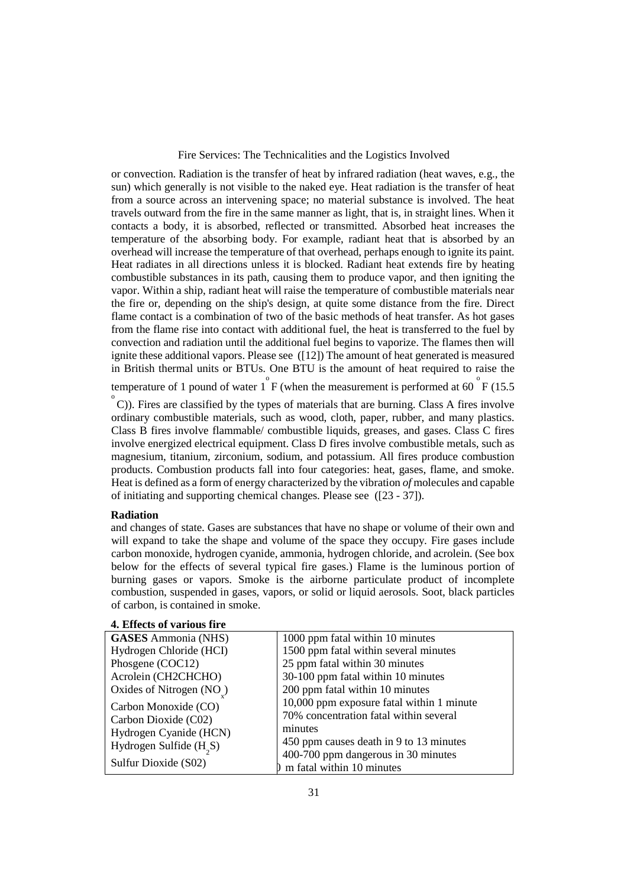or convection. Radiation is the transfer of heat by infrared radiation (heat waves, e.g., the sun) which generally is not visible to the naked eye. Heat radiation is the transfer of heat from a source across an intervening space; no material substance is involved. The heat travels outward from the fire in the same manner as light, that is, in straight lines. When it contacts a body, it is absorbed, reflected or transmitted. Absorbed heat increases the temperature of the absorbing body. For example, radiant heat that is absorbed by an overhead will increase the temperature of that overhead, perhaps enough to ignite its paint. Heat radiates in all directions unless it is blocked. Radiant heat extends fire by heating combustible substances in its path, causing them to produce vapor, and then igniting the vapor. Within a ship, radiant heat will raise the temperature of combustible materials near the fire or, depending on the ship's design, at quite some distance from the fire. Direct flame contact is a combination of two of the basic methods of heat transfer. As hot gases from the flame rise into contact with additional fuel, the heat is transferred to the fuel by convection and radiation until the additional fuel begins to vaporize. The flames then will ignite these additional vapors. Please see ([12]) The amount of heat generated is measured in British thermal units or BTUs. One BTU is the amount of heat required to raise the temperature of 1 pound of water 1 $^{o}$F (when the measurement is performed at 60 $^{o}$F (15.5 $^{o}$C)). Fires are classified by the types of materials that are burning. Class A fires involve ordinary combustible materials, such as wood, cloth, paper, rubber, and many plastics. Class B fires involve flammable/ combustible liquids, greases, and gases. Class C fires involve energized electrical equipment. Class D fires involve combustible metals, such as magnesium, titanium, zirconium, sodium, and potassium. All fires produce combustion products. Combustion products fall into four categories: heat, gases, flame, and smoke. Heat is defined as a form of energy characterized by the vibration *of* molecules and capable of initiating and supporting chemical changes. Please see ([23 - 37]).

**Radiation**

and changes of state. Gases are substances that have no shape or volume of their own and will expand to take the shape and volume of the space they occupy. Fire gases include carbon monoxide, hydrogen cyanide, ammonia, hydrogen chloride, and acrolein. (See box below for the effects of several typical fire gases.) Flame is the luminous portion of burning gases or vapors. Smoke is the airborne particulate product of incomplete combustion, suspended in gases, vapors, or solid or liquid aerosols. Soot, black particles of carbon, is contained in smoke.

**4. Effects of various fire**

| **GASES** Ammonia (NHS) | 1000 ppm fatal within 10 minutes |
|---|---|
| Hydrogen Chloride (HCI) | 1500 ppm fatal within several minutes |
| Phosgene (COC12) | 25 ppm fatal within 30 minutes |
| Acrolein (CH2CHCHO) | 30-100 ppm fatal within 10 minutes |
| Oxides of Nitrogen ($NO_x$) | 200 ppm fatal within 10 minutes |
| Carbon Monoxide (CO) | 10,000 ppm exposure fatal within 1 minute |
| Carbon Dioxide (C02) | 70% concentration fatal within several minutes |
| Hydrogen Cyanide (HCN) | 450 ppm causes death in 9 to 13 minutes |
| Hydrogen Sulfide ($H_2S$) | 400-700 ppm dangerous in 30 minutes |
| Sulfur Dioxide (S02) | ) m fatal within 10 minutes |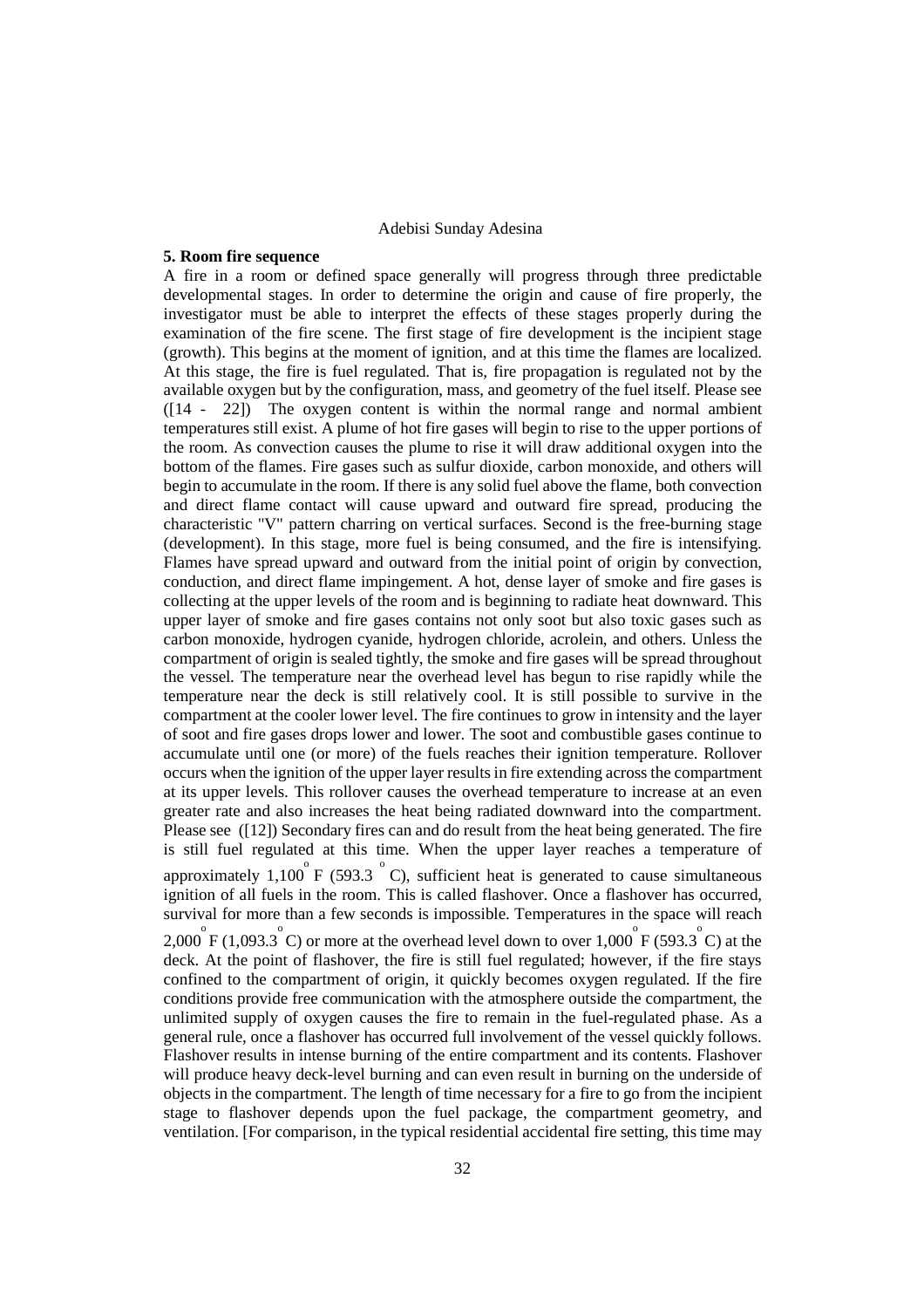## 5. Room fire sequence

A fire in a room or defined space generally will progress through three predictable developmental stages. In order to determine the origin and cause of fire properly, the investigator must be able to interpret the effects of these stages properly during the examination of the fire scene. The first stage of fire development is the incipient stage (growth). This begins at the moment of ignition, and at this time the flames are localized. At this stage, the fire is fuel regulated. That is, fire propagation is regulated not by the available oxygen but by the configuration, mass, and geometry of the fuel itself. Please see ([14 - 22]) The oxygen content is within the normal range and normal ambient temperatures still exist. A plume of hot fire gases will begin to rise to the upper portions of the room. As convection causes the plume to rise it will draw additional oxygen into the bottom of the flames. Fire gases such as sulfur dioxide, carbon monoxide, and others will begin to accumulate in the room. If there is any solid fuel above the flame, both convection and direct flame contact will cause upward and outward fire spread, producing the characteristic "V" pattern charring on vertical surfaces. Second is the free-burning stage (development). In this stage, more fuel is being consumed, and the fire is intensifying. Flames have spread upward and outward from the initial point of origin by convection, conduction, and direct flame impingement. A hot, dense layer of smoke and fire gases is collecting at the upper levels of the room and is beginning to radiate heat downward. This upper layer of smoke and fire gases contains not only soot but also toxic gases such as carbon monoxide, hydrogen cyanide, hydrogen chloride, acrolein, and others. Unless the compartment of origin is sealed tightly, the smoke and fire gases will be spread throughout the vessel. The temperature near the overhead level has begun to rise rapidly while the temperature near the deck is still relatively cool. It is still possible to survive in the compartment at the cooler lower level. The fire continues to grow in intensity and the layer of soot and fire gases drops lower and lower. The soot and combustible gases continue to accumulate until one (or more) of the fuels reaches their ignition temperature. Rollover occurs when the ignition of the upper layer results in fire extending across the compartment at its upper levels. This rollover causes the overhead temperature to increase at an even greater rate and also increases the heat being radiated downward into the compartment. Please see ([12]) Secondary fires can and do result from the heat being generated. The fire is still fuel regulated at this time. When the upper layer reaches a temperature of approximately 1,100 $^{o}$F (593.3 $^{o}$C), sufficient heat is generated to cause simultaneous ignition of all fuels in the room. This is called flashover. Once a flashover has occurred, survival for more than a few seconds is impossible. Temperatures in the space will reach 2,000 $^{o}$F (1,093.3 $^{o}$C) or more at the overhead level down to over 1,000 $^{o}$F (593.3 $^{o}$C) at the deck. At the point of flashover, the fire is still fuel regulated; however, if the fire stays confined to the compartment of origin, it quickly becomes oxygen regulated. If the fire conditions provide free communication with the atmosphere outside the compartment, the unlimited supply of oxygen causes the fire to remain in the fuel-regulated phase. As a general rule, once a flashover has occurred full involvement of the vessel quickly follows. Flashover results in intense burning of the entire compartment and its contents. Flashover will produce heavy deck-level burning and can even result in burning on the underside of objects in the compartment. The length of time necessary for a fire to go from the incipient stage to flashover depends upon the fuel package, the compartment geometry, and ventilation. [For comparison, in the typical residential accidental fire setting, this time may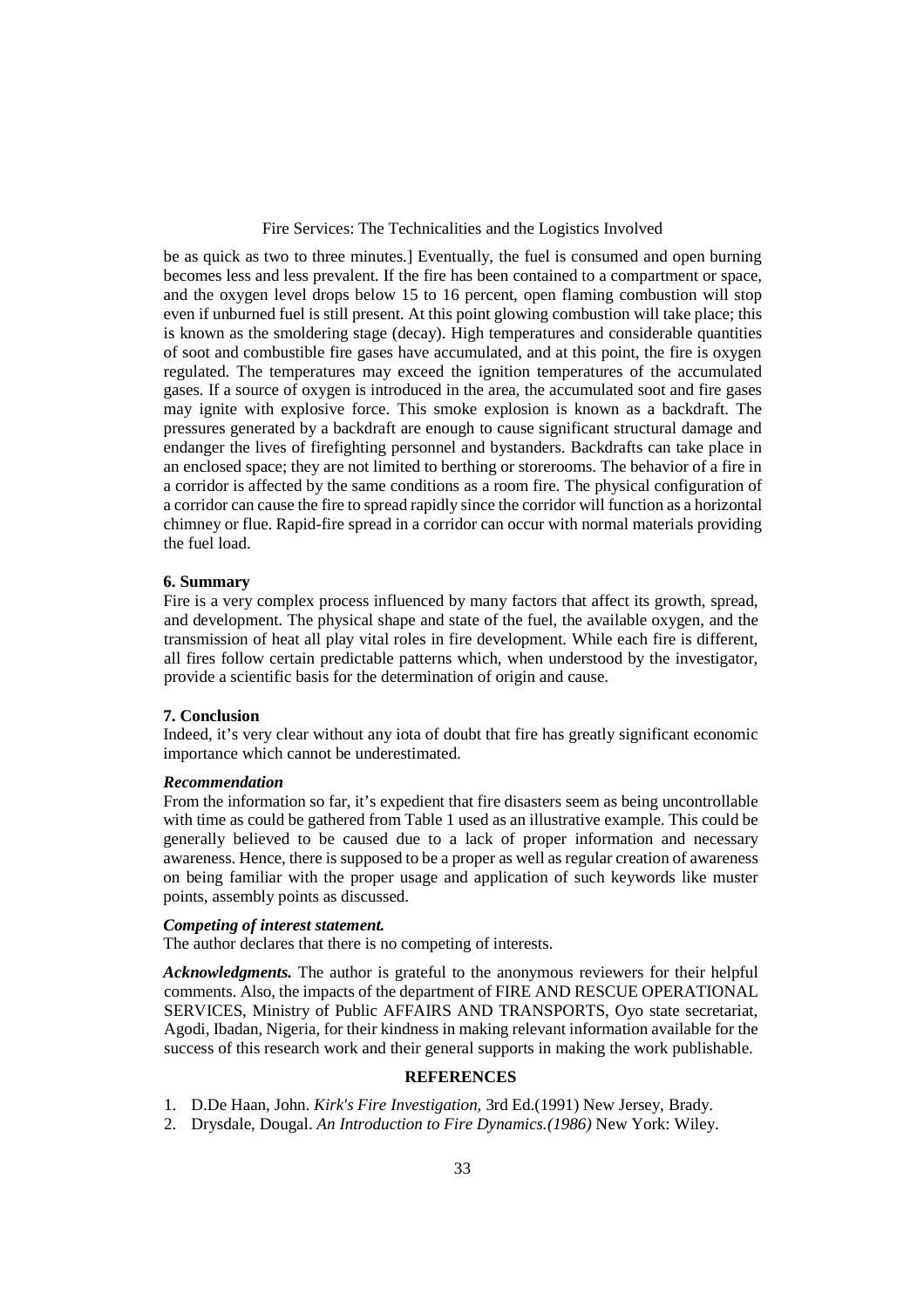be as quick as two to three minutes.] Eventually, the fuel is consumed and open burning becomes less and less prevalent. If the fire has been contained to a compartment or space, and the oxygen level drops below 15 to 16 percent, open flaming combustion will stop even if unburned fuel is still present. At this point glowing combustion will take place; this is known as the smoldering stage (decay). High temperatures and considerable quantities of soot and combustible fire gases have accumulated, and at this point, the fire is oxygen regulated. The temperatures may exceed the ignition temperatures of the accumulated gases. If a source of oxygen is introduced in the area, the accumulated soot and fire gases may ignite with explosive force. This smoke explosion is known as a backdraft. The pressures generated by a backdraft are enough to cause significant structural damage and endanger the lives of firefighting personnel and bystanders. Backdrafts can take place in an enclosed space; they are not limited to berthing or storerooms. The behavior of a fire in a corridor is affected by the same conditions as a room fire. The physical configuration of a corridor can cause the fire to spread rapidly since the corridor will function as a horizontal chimney or flue. Rapid-fire spread in a corridor can occur with normal materials providing the fuel load.

## 6. Summary

Fire is a very complex process influenced by many factors that affect its growth, spread, and development. The physical shape and state of the fuel, the available oxygen, and the transmission of heat all play vital roles in fire development. While each fire is different, all fires follow certain predictable patterns which, when understood by the investigator, provide a scientific basis for the determination of origin and cause.

## 7. Conclusion

Indeed, it's very clear without any iota of doubt that fire has greatly significant economic importance which cannot be underestimated.

### *Recommendation*

From the information so far, it's expedient that fire disasters seem as being uncontrollable with time as could be gathered from Table 1 used as an illustrative example. This could be generally believed to be caused due to a lack of proper information and necessary awareness. Hence, there is supposed to be a proper as well as regular creation of awareness on being familiar with the proper usage and application of such keywords like muster points, assembly points as discussed.

### *Competing of interest statement.*

The author declares that there is no competing of interests.

***Acknowledgments.*** The author is grateful to the anonymous reviewers for their helpful comments. Also, the impacts of the department of FIRE AND RESCUE OPERATIONAL SERVICES, Ministry of Public AFFAIRS AND TRANSPORTS, Oyo state secretariat, Agodi, Ibadan, Nigeria, for their kindness in making relevant information available for the success of this research work and their general supports in making the work publishable.

## REFERENCES

1. D.De Haan, John. *Kirk's Fire Investigation,* 3rd Ed.(1991) New Jersey, Brady.
2. Drysdale, Dougal. *An Introduction to Fire Dynamics.(1986)* New York: Wiley.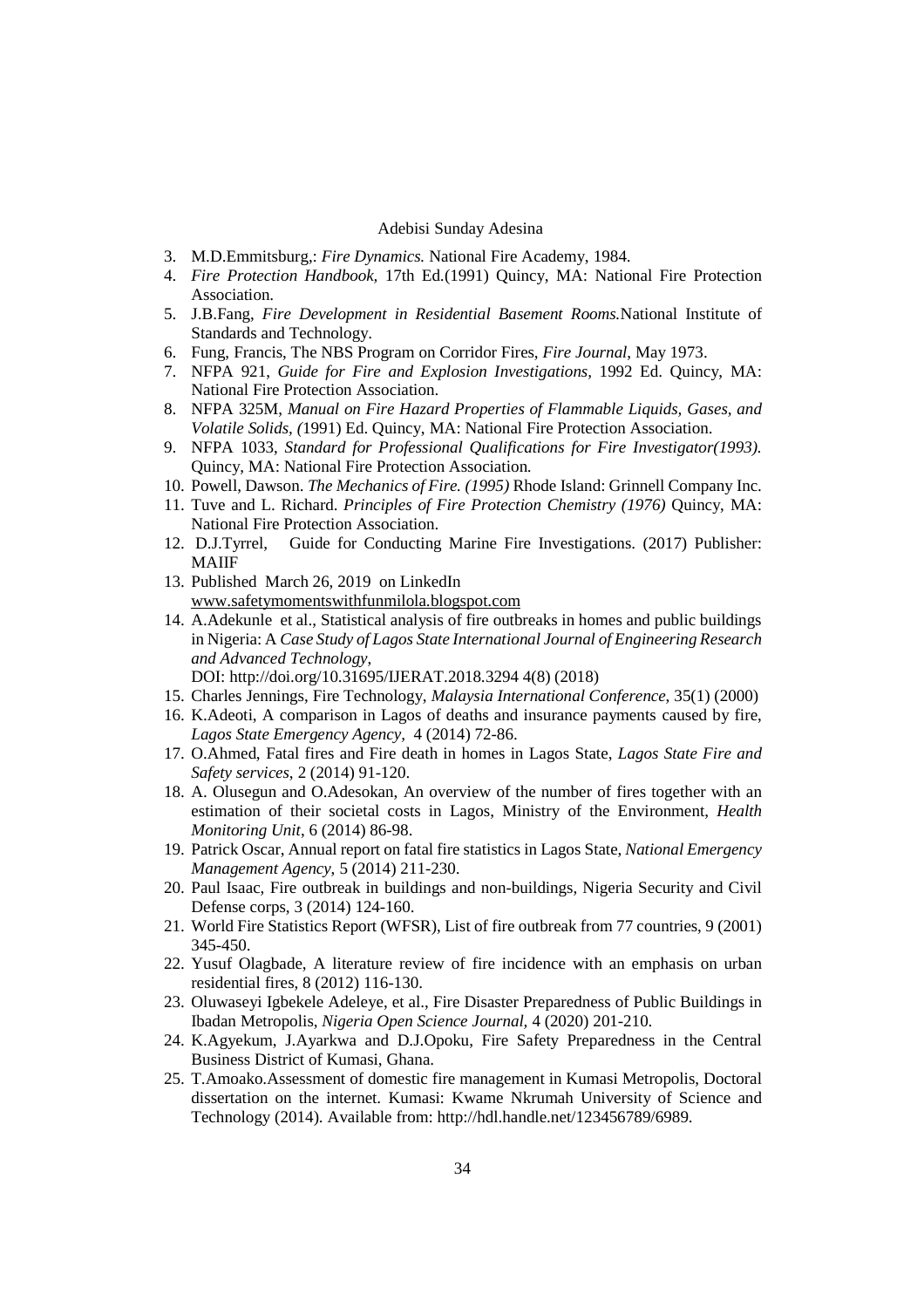3. M.D.Emmitsburg,: *Fire Dynamics.* National Fire Academy, 1984.
4. *Fire Protection Handbook*, 17th Ed.(1991) Quincy, MA: National Fire Protection Association.
5. J.B.Fang, *Fire Development in Residential Basement Rooms.*National Institute of Standards and Technology.
6. Fung, Francis, The NBS Program on Corridor Fires, *Fire Journal*, May 1973.
7. NFPA 921, *Guide for Fire and Explosion Investigations*, 1992 Ed. Quincy, MA: National Fire Protection Association.
8. NFPA 325M, *Manual on Fire Hazard Properties of Flammable Liquids, Gases, and Volatile Solids, (*1991) Ed. Quincy, MA: National Fire Protection Association.
9. NFPA 1033, *Standard for Professional Qualifications for Fire Investigator(1993).* Quincy, MA: National Fire Protection Association.
10. Powell, Dawson. *The Mechanics of Fire. (1995)* Rhode Island: Grinnell Company Inc.
11. Tuve and L. Richard. *Principles of Fire Protection Chemistry (1976)* Quincy, MA: National Fire Protection Association.
12. D.J.Tyrrel, Guide for Conducting Marine Fire Investigations. (2017) Publisher: MAIIF
13. Published March 26, 2019 on LinkedIn www.safetymomentswithfunmilola.blogspot.com
14. A.Adekunle et al., Statistical analysis of fire outbreaks in homes and public buildings in Nigeria: A *Case Study of Lagos State International Journal of Engineering Research and Advanced Technology*, DOI: http://doi.org/10.31695/IJERAT.2018.3294 4(8) (2018)
15. Charles Jennings, Fire Technology, *Malaysia International Conference*, 35(1) (2000)
16. K.Adeoti, A comparison in Lagos of deaths and insurance payments caused by fire, *Lagos State Emergency Agency*, 4 (2014) 72-86.
17. O.Ahmed, Fatal fires and Fire death in homes in Lagos State, *Lagos State Fire and Safety services*, 2 (2014) 91-120.
18. A. Olusegun and O.Adesokan, An overview of the number of fires together with an estimation of their societal costs in Lagos, Ministry of the Environment, *Health Monitoring Unit*, 6 (2014) 86-98.
19. Patrick Oscar, Annual report on fatal fire statistics in Lagos State, *National Emergency Management Agency*, 5 (2014) 211-230.
20. Paul Isaac, Fire outbreak in buildings and non-buildings, Nigeria Security and Civil Defense corps, 3 (2014) 124-160.
21. World Fire Statistics Report (WFSR), List of fire outbreak from 77 countries, 9 (2001) 345-450.
22. Yusuf Olagbade, A literature review of fire incidence with an emphasis on urban residential fires, 8 (2012) 116-130.
23. Oluwaseyi Igbekele Adeleye, et al., Fire Disaster Preparedness of Public Buildings in Ibadan Metropolis, *Nigeria Open Science Journal*, 4 (2020) 201-210.
24. K.Agyekum, J.Ayarkwa and D.J.Opoku, Fire Safety Preparedness in the Central Business District of Kumasi, Ghana.
25. T.Amoako.Assessment of domestic fire management in Kumasi Metropolis, Doctoral dissertation on the internet. Kumasi: Kwame Nkrumah University of Science and Technology (2014). Available from: http://hdl.handle.net/123456789/6989.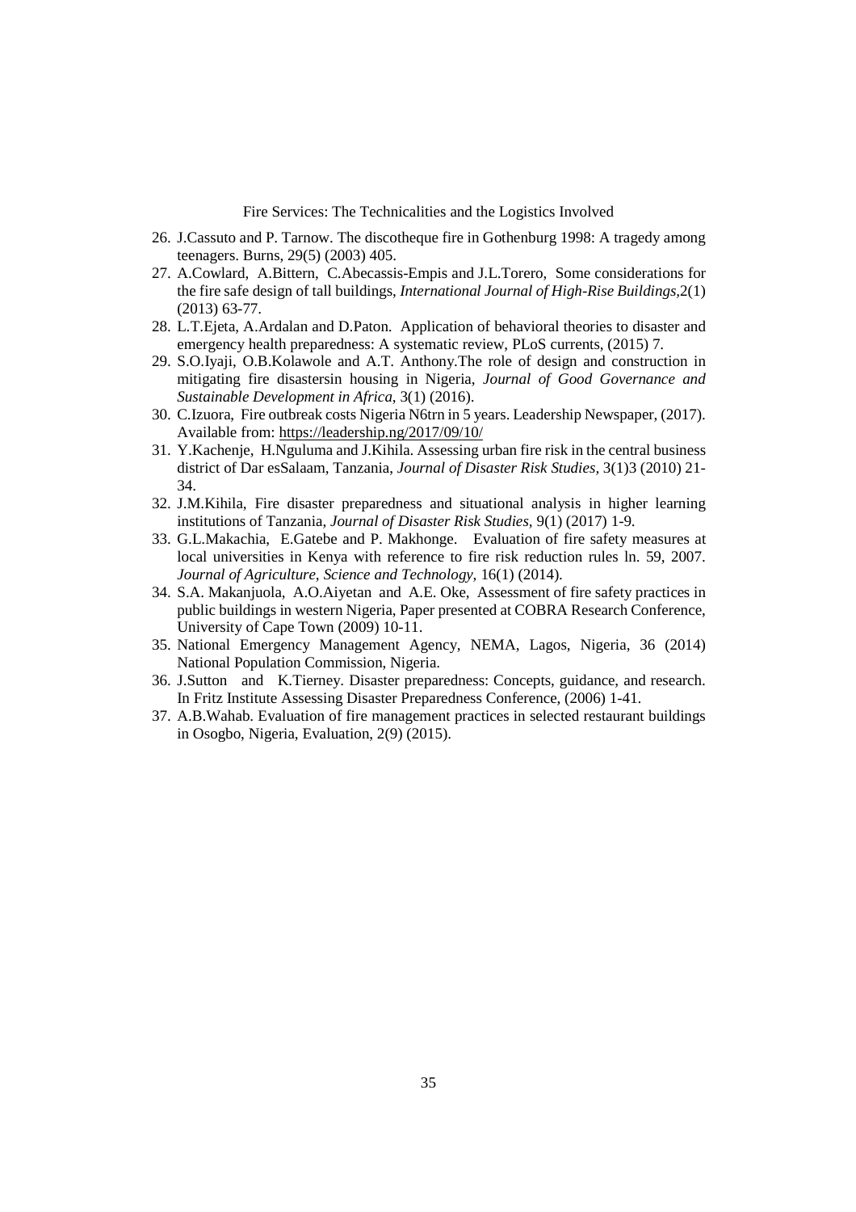26. J.Cassuto and P. Tarnow. The discotheque fire in Gothenburg 1998: A tragedy among teenagers. Burns, 29(5) (2003) 405.
27. A.Cowlard, A.Bittern, C.Abecassis-Empis and J.L.Torero, Some considerations for the fire safe design of tall buildings, *International Journal of High-Rise Buildings,*2(1) (2013) 63-77.
28. L.T.Ejeta, A.Ardalan and D.Paton. Application of behavioral theories to disaster and emergency health preparedness: A systematic review, PLoS currents, (2015) 7.
29. S.O.Iyaji, O.B.Kolawole and A.T. Anthony.The role of design and construction in mitigating fire disastersin housing in Nigeria, *Journal of Good Governance and Sustainable Development in Africa*, 3(1) (2016).
30. C.Izuora, Fire outbreak costs Nigeria N6trn in 5 years. Leadership Newspaper, (2017). Available from: https://leadership.ng/2017/09/10/
31. Y.Kachenje, H.Nguluma and J.Kihila. Assessing urban fire risk in the central business district of Dar esSalaam, Tanzania, *Journal of Disaster Risk Studies,* 3(1)3 (2010) 21-34.
32. J.M.Kihila, Fire disaster preparedness and situational analysis in higher learning institutions of Tanzania, *Journal of Disaster Risk Studies,* 9(1) (2017) 1-9.
33. G.L.Makachia, E.Gatebe and P. Makhonge. Evaluation of fire safety measures at local universities in Kenya with reference to fire risk reduction rules ln. 59, 2007. *Journal of Agriculture, Science and Technology,* 16(1) (2014).
34. S.A. Makanjuola, A.O.Aiyetan and A.E. Oke, Assessment of fire safety practices in public buildings in western Nigeria, Paper presented at COBRA Research Conference, University of Cape Town (2009) 10-11.
35. National Emergency Management Agency, NEMA, Lagos, Nigeria, 36 (2014) National Population Commission, Nigeria.
36. J.Sutton and K.Tierney. Disaster preparedness: Concepts, guidance, and research. In Fritz Institute Assessing Disaster Preparedness Conference, (2006) 1-41.
37. A.B.Wahab. Evaluation of fire management practices in selected restaurant buildings in Osogbo, Nigeria, Evaluation, 2(9) (2015).